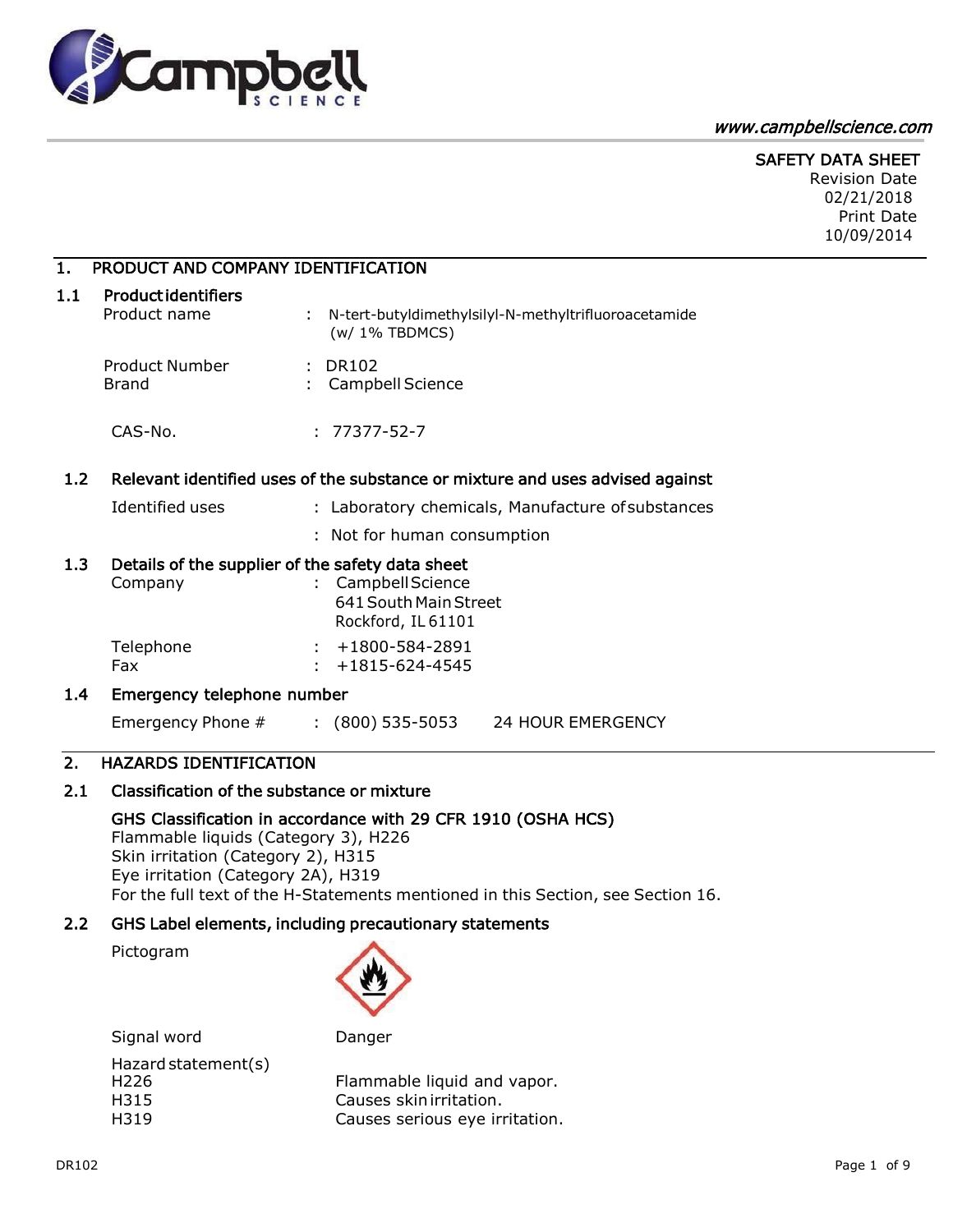www.campbellscience.com

**SAFETY DATA SHEET**

Revision Date 02/21/2018

Print Date 10/09/2014

## 1. PRODUCT AND COMPANY IDENTIFICATION

### 1.1 Product identifiers

Product name : N-tert-butyldimethylsilyl-N-methyltrifluoroacetamide (w/ 1% TBDMCS)

Product Number : DR102

Brand : Campbell Science

CAS-No. : 77377-52-7

### 1.2 Relevant identified uses of the substance or mixture and uses advised against

Identified uses : Laboratory chemicals, Manufacture of substances

: Not for human consumption

### 1.3 Details of the supplier of the safety data sheet

Company : Campbell Science
641 South Main Street
Rockford, IL 61101

Telephone : +1800-584-2891

Fax : +1815-624-4545

### 1.4 Emergency telephone number

Emergency Phone # : (800) 535-5053 24 HOUR EMERGENCY

## 2. HAZARDS IDENTIFICATION

### 2.1 Classification of the substance or mixture

**GHS Classification in accordance with 29 CFR 1910 (OSHA HCS)**

Flammable liquids (Category 3), H226

Skin irritation (Category 2), H315

Eye irritation (Category 2A), H319

For the full text of the H-Statements mentioned in this Section, see Section 16.

### 2.2 GHS Label elements, including precautionary statements

Pictogram

Signal word: Danger

Hazard statement(s)

H226 Flammable liquid and vapor.

H315 Causes skin irritation.

H319 Causes serious eye irritation.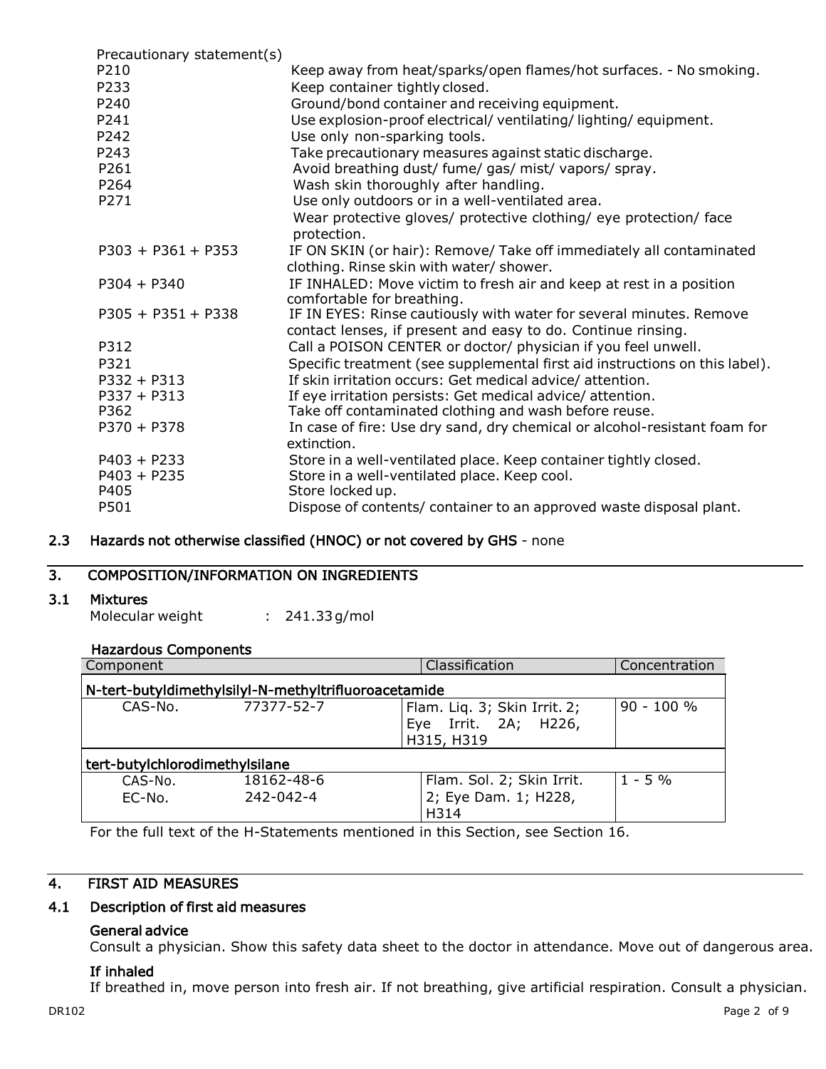Precautionary statement(s)

| | |
|---|---|
| P210 | Keep away from heat/sparks/open flames/hot surfaces. - No smoking. |
| P233 | Keep container tightly closed. |
| P240 | Ground/bond container and receiving equipment. |
| P241 | Use explosion-proof electrical/ ventilating/ lighting/ equipment. |
| P242 | Use only non-sparking tools. |
| P243 | Take precautionary measures against static discharge. |
| P261 | Avoid breathing dust/ fume/ gas/ mist/ vapors/ spray. |
| P264 | Wash skin thoroughly after handling. |
| P271 | Use only outdoors or in a well-ventilated area. |
| | Wear protective gloves/ protective clothing/ eye protection/ face protection. |
| P303 + P361 + P353 | IF ON SKIN (or hair): Remove/ Take off immediately all contaminated clothing. Rinse skin with water/ shower. |
| P304 + P340 | IF INHALED: Move victim to fresh air and keep at rest in a position comfortable for breathing. |
| P305 + P351 + P338 | IF IN EYES: Rinse cautiously with water for several minutes. Remove contact lenses, if present and easy to do. Continue rinsing. |
| P312 | Call a POISON CENTER or doctor/ physician if you feel unwell. |
| P321 | Specific treatment (see supplemental first aid instructions on this label). |
| P332 + P313 | If skin irritation occurs: Get medical advice/ attention. |
| P337 + P313 | If eye irritation persists: Get medical advice/ attention. |
| P362 | Take off contaminated clothing and wash before reuse. |
| P370 + P378 | In case of fire: Use dry sand, dry chemical or alcohol-resistant foam for extinction. |
| P403 + P233 | Store in a well-ventilated place. Keep container tightly closed. |
| P403 + P235 | Store in a well-ventilated place. Keep cool. |
| P405 | Store locked up. |
| P501 | Dispose of contents/ container to an approved waste disposal plant. |

## 2.3 Hazards not otherwise classified (HNOC) or not covered by GHS - none

# 3. COMPOSITION/INFORMATION ON INGREDIENTS

## 3.1 Mixtures

Molecular weight : 241.33 g/mol

### Hazardous Components

| Component | | Classification | Concentration |
|---|---|---|---|
| **N-tert-butyldimethylsilyl-N-methyltrifluoroacetamide** | | | |
| CAS-No. | 77377-52-7 | Flam. Liq. 3; Skin Irrit. 2; Eye Irrit. 2A; H226, H315, H319 | 90 - 100 % |
| **tert-butylchlorodimethylsilane** | | | |
| CAS-No.<br>EC-No. | 18162-48-6<br>242-042-4 | Flam. Sol. 2; Skin Irrit. 2; Eye Dam. 1; H228, H314 | 1 - 5 % |

For the full text of the H-Statements mentioned in this Section, see Section 16.

# 4. FIRST AID MEASURES

## 4.1 Description of first aid measures

### General advice

Consult a physician. Show this safety data sheet to the doctor in attendance. Move out of dangerous area.

### If inhaled

If breathed in, move person into fresh air. If not breathing, give artificial respiration. Consult a physician.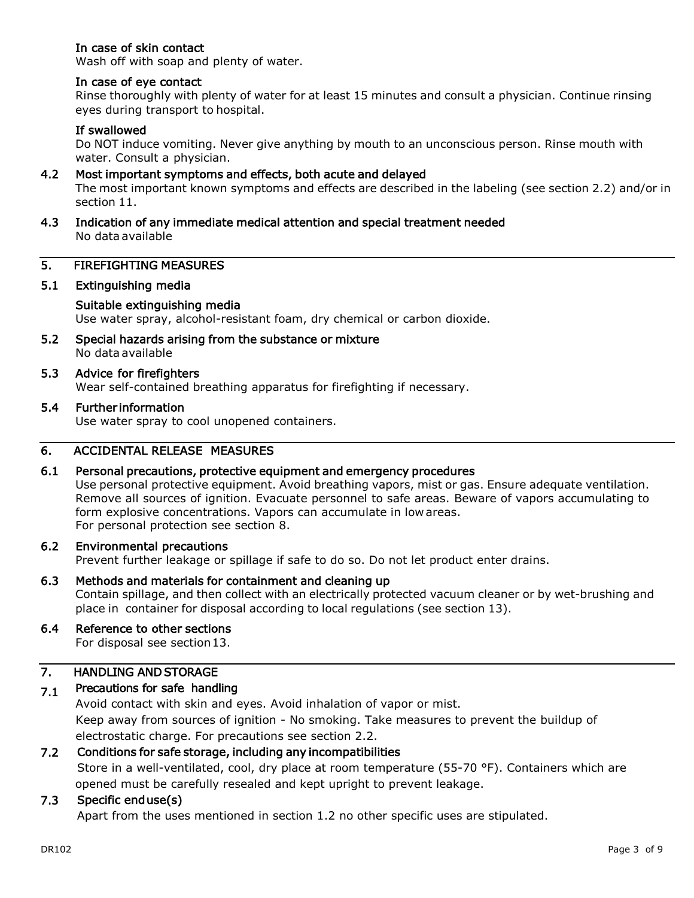**In case of skin contact**

Wash off with soap and plenty of water.

**In case of eye contact**

Rinse thoroughly with plenty of water for at least 15 minutes and consult a physician. Continue rinsing eyes during transport to hospital.

**If swallowed**

Do NOT induce vomiting. Never give anything by mouth to an unconscious person. Rinse mouth with water. Consult a physician.

### 4.2 Most important symptoms and effects, both acute and delayed

The most important known symptoms and effects are described in the labeling (see section 2.2) and/or in section 11.

### 4.3 Indication of any immediate medical attention and special treatment needed

No data available

## 5. FIREFIGHTING MEASURES

### 5.1 Extinguishing media

**Suitable extinguishing media**

Use water spray, alcohol-resistant foam, dry chemical or carbon dioxide.

### 5.2 Special hazards arising from the substance or mixture

No data available

### 5.3 Advice for firefighters

Wear self-contained breathing apparatus for firefighting if necessary.

### 5.4 Further information

Use water spray to cool unopened containers.

## 6. ACCIDENTAL RELEASE MEASURES

### 6.1 Personal precautions, protective equipment and emergency procedures

Use personal protective equipment. Avoid breathing vapors, mist or gas. Ensure adequate ventilation. Remove all sources of ignition. Evacuate personnel to safe areas. Beware of vapors accumulating to form explosive concentrations. Vapors can accumulate in low areas.
For personal protection see section 8.

### 6.2 Environmental precautions

Prevent further leakage or spillage if safe to do so. Do not let product enter drains.

### 6.3 Methods and materials for containment and cleaning up

Contain spillage, and then collect with an electrically protected vacuum cleaner or by wet-brushing and place in container for disposal according to local regulations (see section 13).

### 6.4 Reference to other sections

For disposal see section 13.

## 7. HANDLING AND STORAGE

### 7.1 Precautions for safe handling

Avoid contact with skin and eyes. Avoid inhalation of vapor or mist.
Keep away from sources of ignition - No smoking. Take measures to prevent the buildup of electrostatic charge. For precautions see section 2.2.

### 7.2 Conditions for safe storage, including any incompatibilities

Store in a well-ventilated, cool, dry place at room temperature (55-70 °F). Containers which are opened must be carefully resealed and kept upright to prevent leakage.

### 7.3 Specific end use(s)

Apart from the uses mentioned in section 1.2 no other specific uses are stipulated.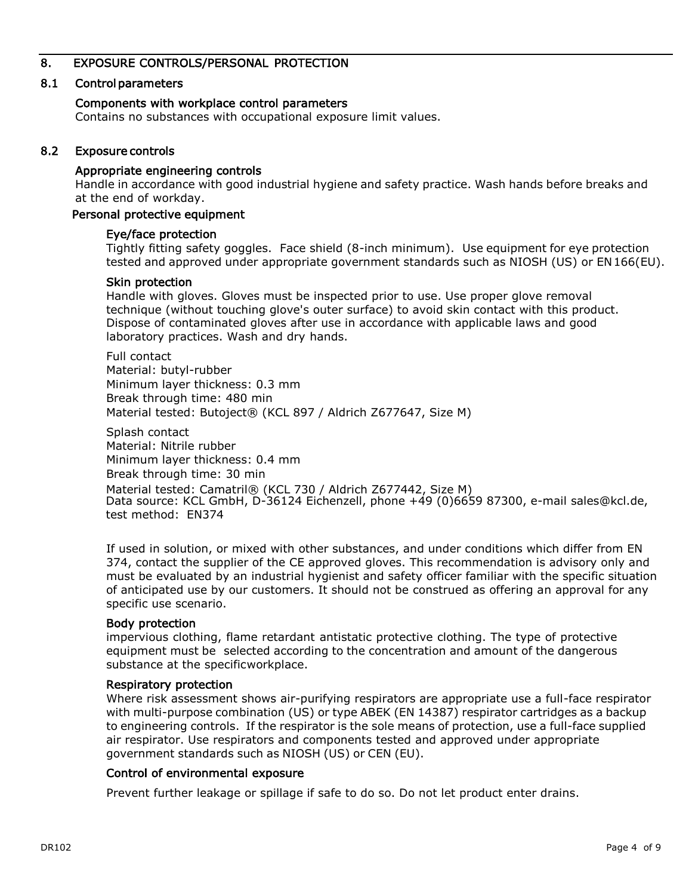## 8. EXPOSURE CONTROLS/PERSONAL PROTECTION

### 8.1 Control parameters

**Components with workplace control parameters**

Contains no substances with occupational exposure limit values.

### 8.2 Exposure controls

**Appropriate engineering controls**

Handle in accordance with good industrial hygiene and safety practice. Wash hands before breaks and at the end of workday.

**Personal protective equipment**

**Eye/face protection**

Tightly fitting safety goggles. Face shield (8-inch minimum). Use equipment for eye protection tested and approved under appropriate government standards such as NIOSH (US) or EN 166(EU).

**Skin protection**

Handle with gloves. Gloves must be inspected prior to use. Use proper glove removal technique (without touching glove's outer surface) to avoid skin contact with this product. Dispose of contaminated gloves after use in accordance with applicable laws and good laboratory practices. Wash and dry hands.

Full contact
Material: butyl-rubber
Minimum layer thickness: 0.3 mm
Break through time: 480 min
Material tested: Butoject® (KCL 897 / Aldrich Z677647, Size M)

Splash contact
Material: Nitrile rubber
Minimum layer thickness: 0.4 mm
Break through time: 30 min
Material tested: Camatril® (KCL 730 / Aldrich Z677442, Size M)
Data source: KCL GmbH, D-36124 Eichenzell, phone +49 (0)6659 87300, e-mail sales@kcl.de, test method: EN374

If used in solution, or mixed with other substances, and under conditions which differ from EN 374, contact the supplier of the CE approved gloves. This recommendation is advisory only and must be evaluated by an industrial hygienist and safety officer familiar with the specific situation of anticipated use by our customers. It should not be construed as offering an approval for any specific use scenario.

**Body protection**

impervious clothing, flame retardant antistatic protective clothing. The type of protective equipment must be selected according to the concentration and amount of the dangerous substance at the specificworkplace.

**Respiratory protection**

Where risk assessment shows air-purifying respirators are appropriate use a full-face respirator with multi-purpose combination (US) or type ABEK (EN 14387) respirator cartridges as a backup to engineering controls. If the respirator is the sole means of protection, use a full-face supplied air respirator. Use respirators and components tested and approved under appropriate government standards such as NIOSH (US) or CEN (EU).

**Control of environmental exposure**

Prevent further leakage or spillage if safe to do so. Do not let product enter drains.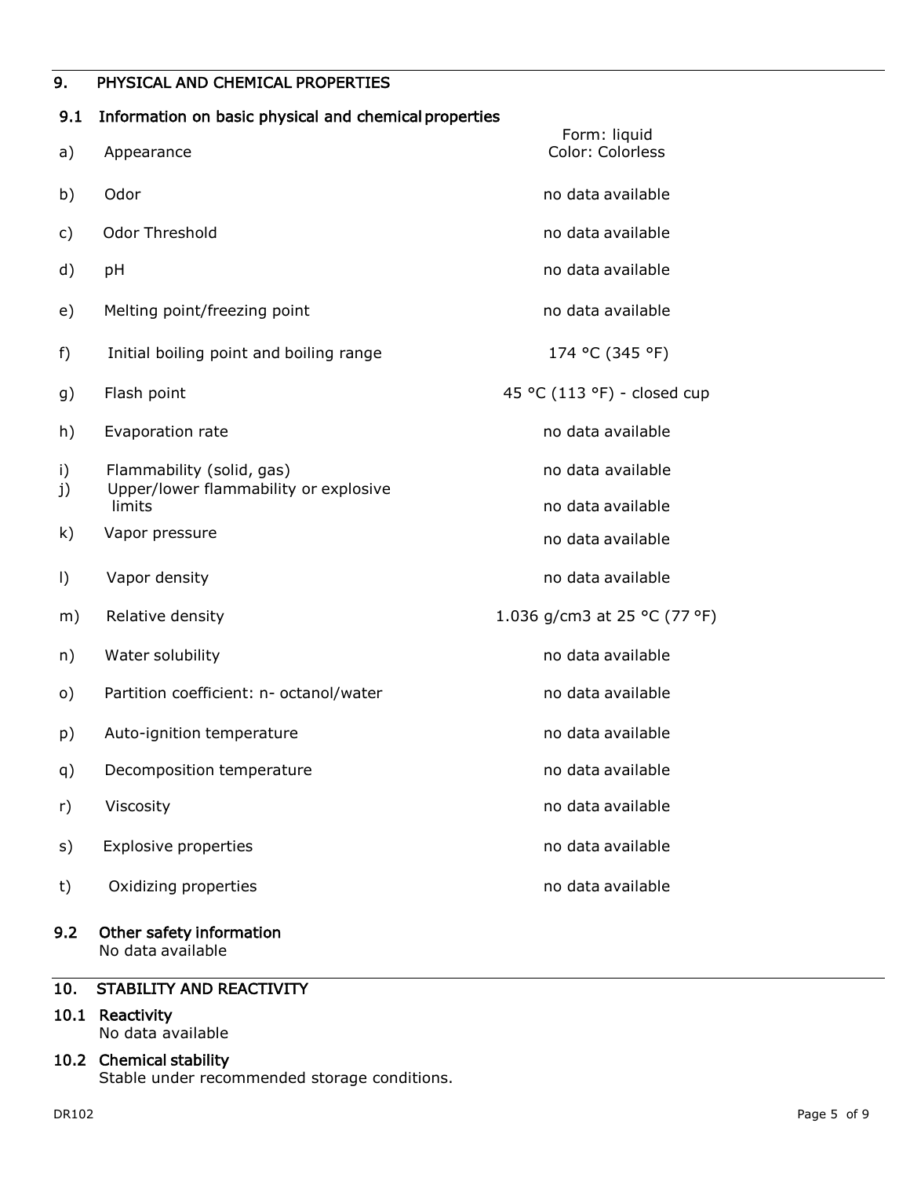## 9. PHYSICAL AND CHEMICAL PROPERTIES

### 9.1 Information on basic physical and chemical properties

| | Property | Value |
|---|---|---|
| a) | Appearance | Form: liquid<br>Color: Colorless |
| b) | Odor | no data available |
| c) | Odor Threshold | no data available |
| d) | pH | no data available |
| e) | Melting point/freezing point | no data available |
| f) | Initial boiling point and boiling range | 174 °C (345 °F) |
| g) | Flash point | 45 °C (113 °F) - closed cup |
| h) | Evaporation rate | no data available |
| i) | Flammability (solid, gas) | no data available |
| j) | Upper/lower flammability or explosive limits | no data available |
| k) | Vapor pressure | no data available |
| l) | Vapor density | no data available |
| m) | Relative density | 1.036 g/cm3 at 25 °C (77 °F) |
| n) | Water solubility | no data available |
| o) | Partition coefficient: n- octanol/water | no data available |
| p) | Auto-ignition temperature | no data available |
| q) | Decomposition temperature | no data available |
| r) | Viscosity | no data available |
| s) | Explosive properties | no data available |
| t) | Oxidizing properties | no data available |

### 9.2 Other safety information

No data available

## 10. STABILITY AND REACTIVITY

### 10.1 Reactivity

No data available

### 10.2 Chemical stability

Stable under recommended storage conditions.

DR102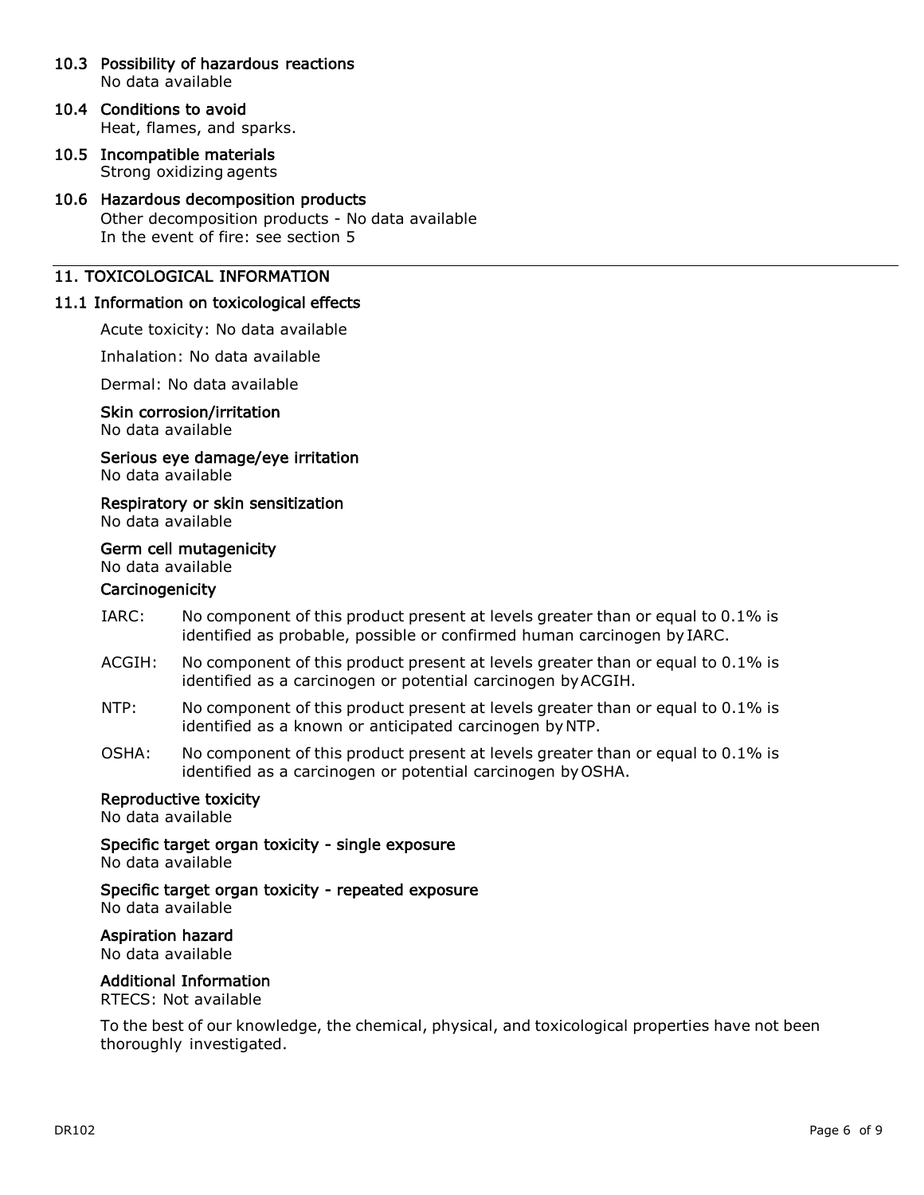### 10.3 Possibility of hazardous reactions
No data available

### 10.4 Conditions to avoid
Heat, flames, and sparks.

### 10.5 Incompatible materials
Strong oxidizing agents

### 10.6 Hazardous decomposition products
Other decomposition products - No data available
In the event of fire: see section 5

## 11. TOXICOLOGICAL INFORMATION

### 11.1 Information on toxicological effects

Acute toxicity: No data available

Inhalation: No data available

Dermal: No data available

**Skin corrosion/irritation**
No data available

**Serious eye damage/eye irritation**
No data available

**Respiratory or skin sensitization**
No data available

**Germ cell mutagenicity**
No data available

**Carcinogenicity**

IARC: No component of this product present at levels greater than or equal to 0.1% is identified as probable, possible or confirmed human carcinogen by IARC.

ACGIH: No component of this product present at levels greater than or equal to 0.1% is identified as a carcinogen or potential carcinogen by ACGIH.

NTP: No component of this product present at levels greater than or equal to 0.1% is identified as a known or anticipated carcinogen by NTP.

OSHA: No component of this product present at levels greater than or equal to 0.1% is identified as a carcinogen or potential carcinogen by OSHA.

**Reproductive toxicity**
No data available

**Specific target organ toxicity - single exposure**
No data available

**Specific target organ toxicity - repeated exposure**
No data available

**Aspiration hazard**
No data available

**Additional Information**
RTECS: Not available

To the best of our knowledge, the chemical, physical, and toxicological properties have not been thoroughly investigated.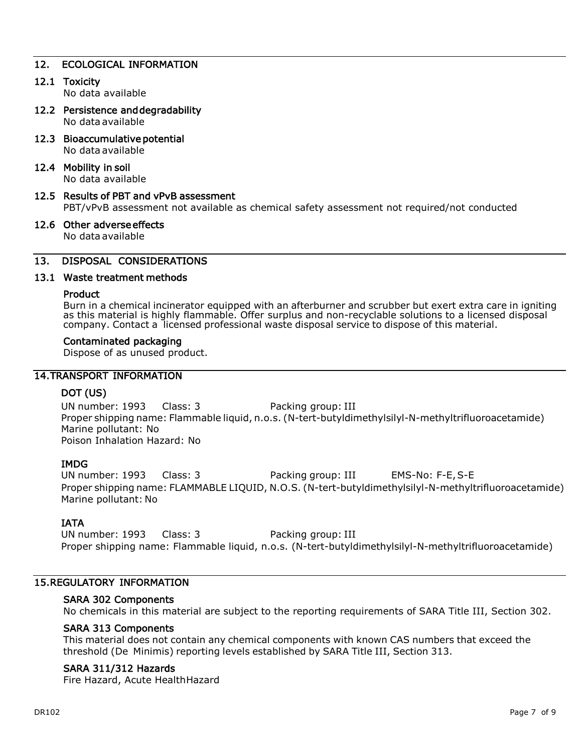## 12. ECOLOGICAL INFORMATION

### 12.1 Toxicity

No data available

### 12.2 Persistence and degradability

No data available

### 12.3 Bioaccumulative potential

No data available

### 12.4 Mobility in soil

No data available

### 12.5 Results of PBT and vPvB assessment

PBT/vPvB assessment not available as chemical safety assessment not required/not conducted

### 12.6 Other adverse effects

No data available

## 13. DISPOSAL CONSIDERATIONS

### 13.1 Waste treatment methods

#### Product

Burn in a chemical incinerator equipped with an afterburner and scrubber but exert extra care in igniting as this material is highly flammable. Offer surplus and non-recyclable solutions to a licensed disposal company. Contact a licensed professional waste disposal service to dispose of this material.

#### Contaminated packaging

Dispose of as unused product.

## 14. TRANSPORT INFORMATION

### DOT (US)

UN number: 1993 Class: 3 Packing group: III
Proper shipping name: Flammable liquid, n.o.s. (N-tert-butyldimethylsilyl-N-methyltrifluoroacetamide)
Marine pollutant: No
Poison Inhalation Hazard: No

### IMDG

UN number: 1993 Class: 3 Packing group: III EMS-No: F-E, S-E
Proper shipping name: FLAMMABLE LIQUID, N.O.S. (N-tert-butyldimethylsilyl-N-methyltrifluoroacetamide)
Marine pollutant: No

### IATA

UN number: 1993 Class: 3 Packing group: III
Proper shipping name: Flammable liquid, n.o.s. (N-tert-butyldimethylsilyl-N-methyltrifluoroacetamide)

## 15. REGULATORY INFORMATION

#### SARA 302 Components

No chemicals in this material are subject to the reporting requirements of SARA Title III, Section 302.

#### SARA 313 Components

This material does not contain any chemical components with known CAS numbers that exceed the threshold (De Minimis) reporting levels established by SARA Title III, Section 313.

#### SARA 311/312 Hazards

Fire Hazard, Acute Health Hazard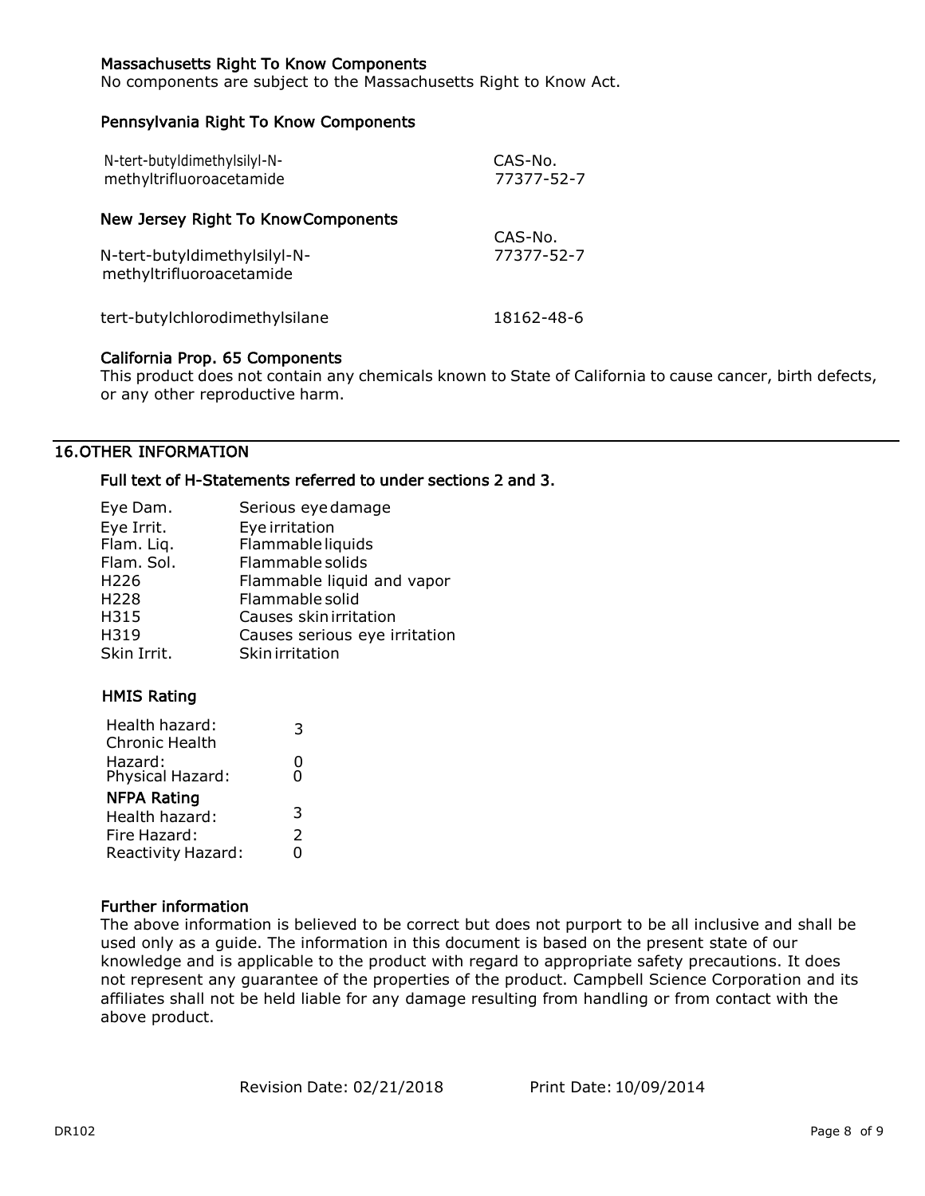### Massachusetts Right To Know Components

No components are subject to the Massachusetts Right to Know Act.

### Pennsylvania Right To Know Components

| | |
|---|---|
| N-tert-butyldimethylsilyl-N-methyltrifluoroacetamide | CAS-No. 77377-52-7 |

### New Jersey Right To KnowComponents

| | CAS-No. |
|---|---|
| N-tert-butyldimethylsilyl-N-methyltrifluoroacetamide | 77377-52-7 |
| tert-butylchlorodimethylsilane | 18162-48-6 |

### California Prop. 65 Components

This product does not contain any chemicals known to State of California to cause cancer, birth defects, or any other reproductive harm.

## 16.OTHER INFORMATION

### Full text of H-Statements referred to under sections 2 and 3.

| | |
|---|---|
| Eye Dam. | Serious eye damage |
| Eye Irrit. | Eye irritation |
| Flam. Liq. | Flammable liquids |
| Flam. Sol. | Flammable solids |
| H226 | Flammable liquid and vapor |
| H228 | Flammable solid |
| H315 | Causes skin irritation |
| H319 | Causes serious eye irritation |
| Skin Irrit. | Skin irritation |

### HMIS Rating

| | |
|---|---|
| Health hazard: | 3 |
| Chronic Health Hazard: | 0 |
| Physical Hazard: | 0 |

### NFPA Rating

| | |
|---|---|
| Health hazard: | 3 |
| Fire Hazard: | 2 |
| Reactivity Hazard: | 0 |

### Further information

The above information is believed to be correct but does not purport to be all inclusive and shall be used only as a guide. The information in this document is based on the present state of our knowledge and is applicable to the product with regard to appropriate safety precautions. It does not represent any guarantee of the properties of the product. Campbell Science Corporation and its affiliates shall not be held liable for any damage resulting from handling or from contact with the above product.

Revision Date: 02/21/2018 Print Date: 10/09/2014